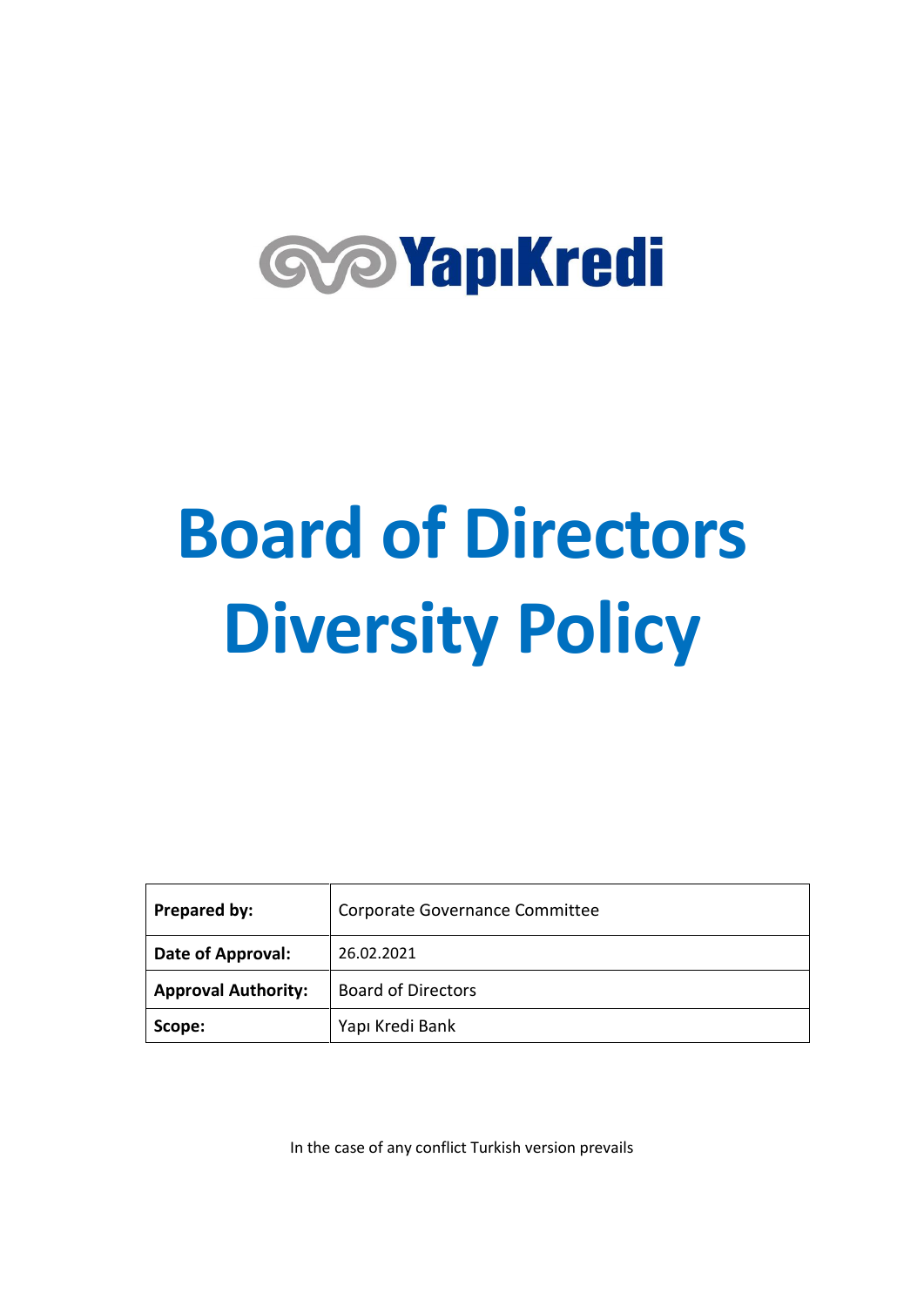YapıKredi

# Board of Directors Diversity Policy

| Prepared by: | Corporate Governance Committee |
|---|---|
| Date of Approval: | 26.02.2021 |
| Approval Authority: | Board of Directors |
| Scope: | Yapı Kredi Bank |

In the case of any conflict Turkish version prevails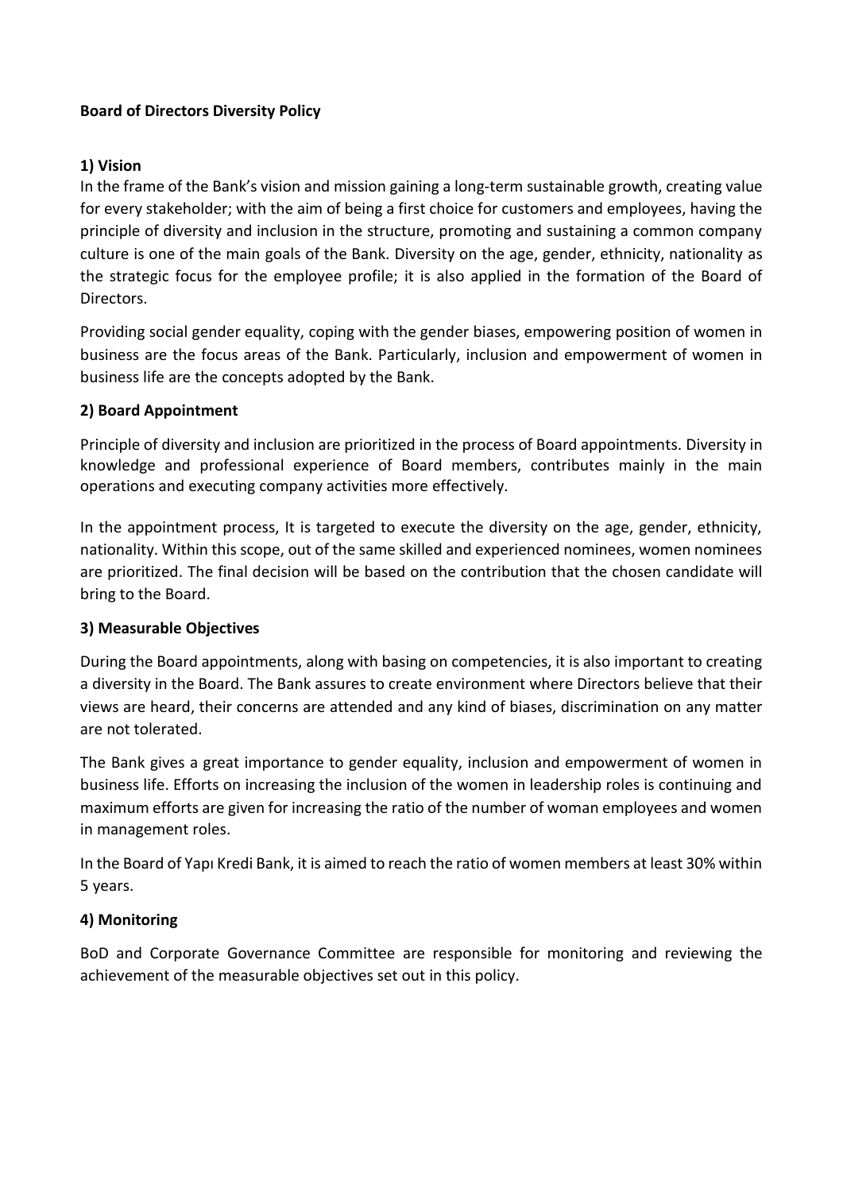**Board of Directors Diversity Policy**

**1) Vision**

In the frame of the Bank's vision and mission gaining a long-term sustainable growth, creating value for every stakeholder; with the aim of being a first choice for customers and employees, having the principle of diversity and inclusion in the structure, promoting and sustaining a common company culture is one of the main goals of the Bank. Diversity on the age, gender, ethnicity, nationality as the strategic focus for the employee profile; it is also applied in the formation of the Board of Directors.

Providing social gender equality, coping with the gender biases, empowering position of women in business are the focus areas of the Bank. Particularly, inclusion and empowerment of women in business life are the concepts adopted by the Bank.

**2) Board Appointment**

Principle of diversity and inclusion are prioritized in the process of Board appointments. Diversity in knowledge and professional experience of Board members, contributes mainly in the main operations and executing company activities more effectively.

In the appointment process, It is targeted to execute the diversity on the age, gender, ethnicity, nationality. Within this scope, out of the same skilled and experienced nominees, women nominees are prioritized. The final decision will be based on the contribution that the chosen candidate will bring to the Board.

**3) Measurable Objectives**

During the Board appointments, along with basing on competencies, it is also important to creating a diversity in the Board. The Bank assures to create environment where Directors believe that their views are heard, their concerns are attended and any kind of biases, discrimination on any matter are not tolerated.

The Bank gives a great importance to gender equality, inclusion and empowerment of women in business life. Efforts on increasing the inclusion of the women in leadership roles is continuing and maximum efforts are given for increasing the ratio of the number of woman employees and women in management roles.

In the Board of Yapı Kredi Bank, it is aimed to reach the ratio of women members at least 30% within 5 years.

**4) Monitoring**

BoD and Corporate Governance Committee are responsible for monitoring and reviewing the achievement of the measurable objectives set out in this policy.